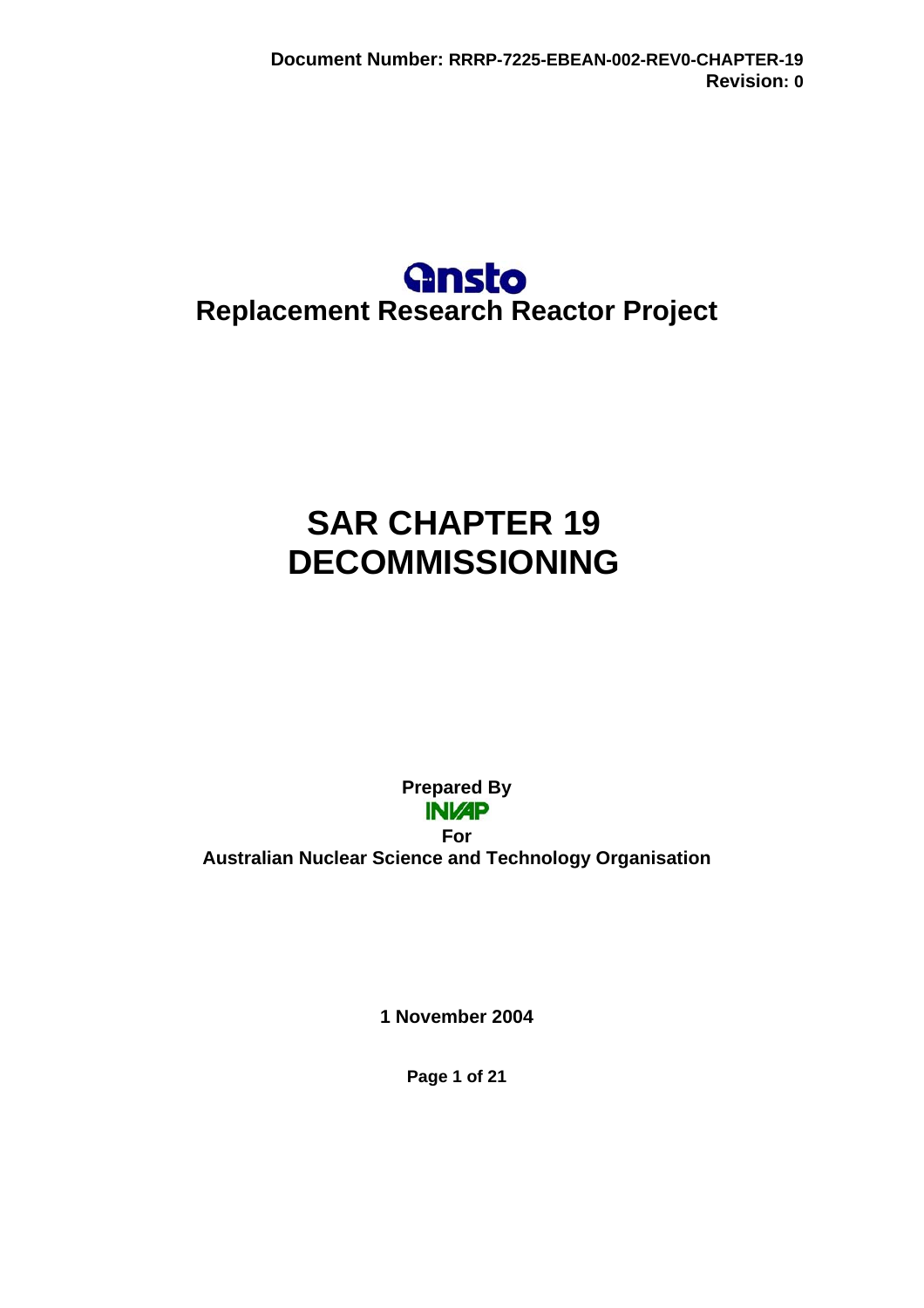Document Number: RRRP-7225-EBEAN-002-REV0-CHAPTER-19
Revision: 0

ansto

**Replacement Research Reactor Project**

# SAR CHAPTER 19 DECOMMISSIONING

**Prepared By**

INVAP

**For**

**Australian Nuclear Science and Technology Organisation**

**1 November 2004**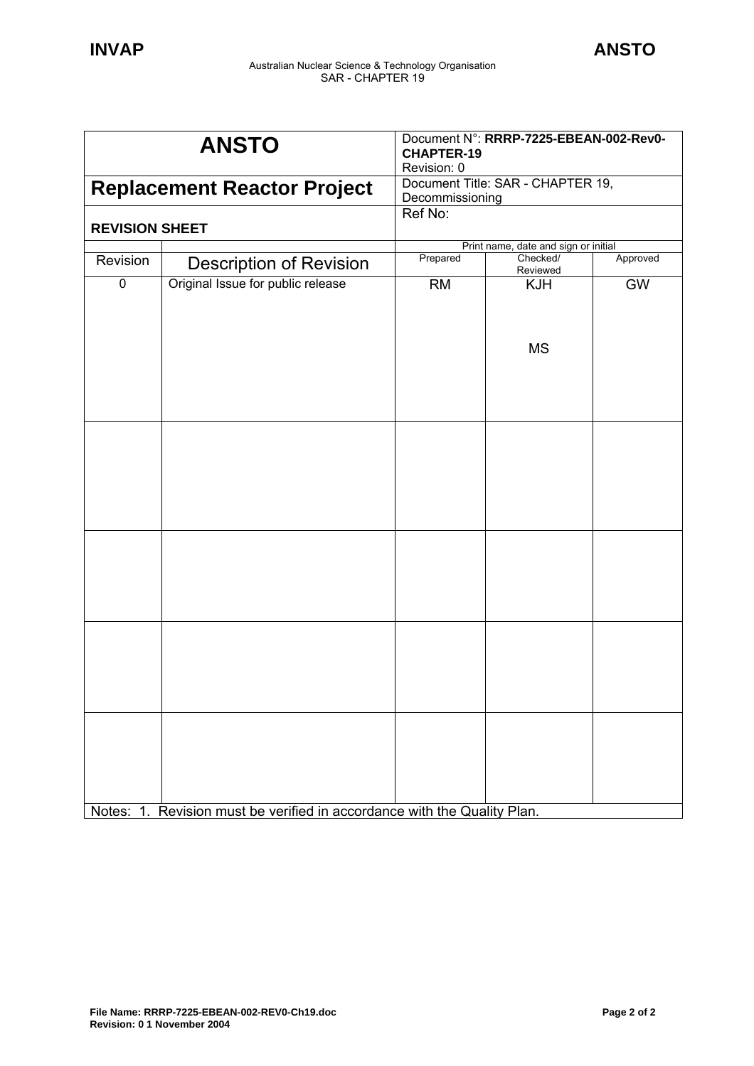| ANSTO | | Document N°: **RRRP-7225-EBEAN-002-Rev0-CHAPTER-19**<br>Revision: 0 | | |
|---|---|---|---|---|
| **Replacement Reactor Project** | | Document Title: SAR - CHAPTER 19, Decommissioning | | |
| **REVISION SHEET** | | Ref No: | | |
| | | Print name, date and sign or initial | | |
| Revision | Description of Revision | Prepared | Checked/ Reviewed | Approved |
| 0 | Original Issue for public release | RM | KJH<br><br>MS | GW |
| | | | | |
| | | | | |
| | | | | |
| | | | | |

Notes: 1. Revision must be verified in accordance with the Quality Plan.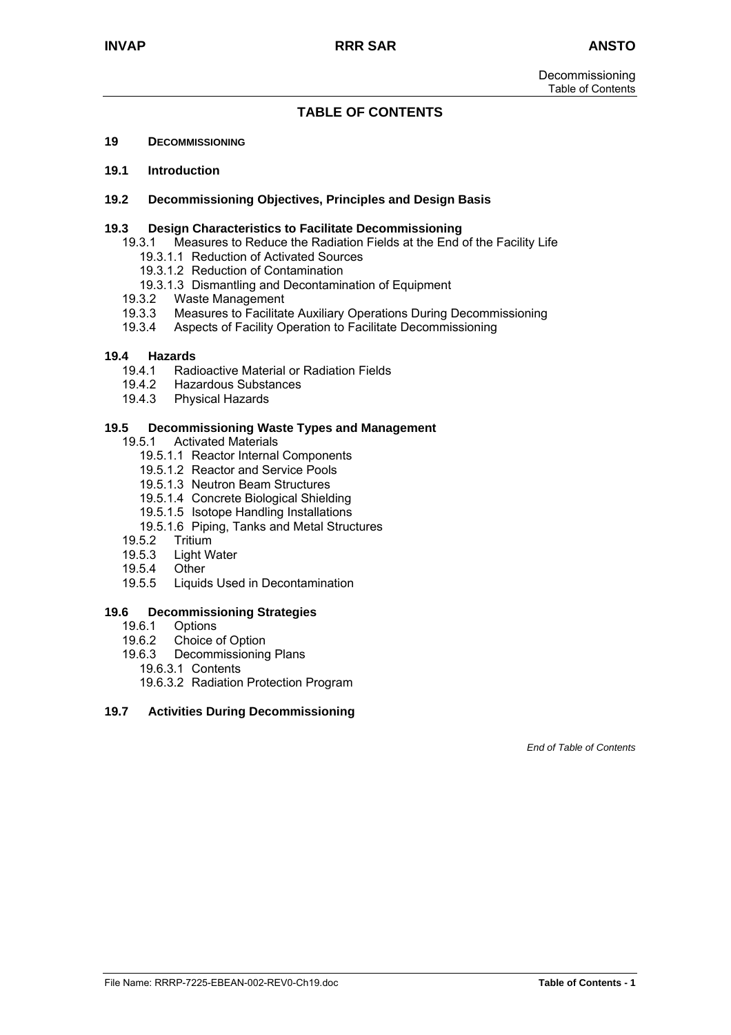# TABLE OF CONTENTS

**19 DECOMMISSIONING**

**19.1 Introduction**

**19.2 Decommissioning Objectives, Principles and Design Basis**

**19.3 Design Characteristics to Facilitate Decommissioning**

- 19.3.1 Measures to Reduce the Radiation Fields at the End of the Facility Life
  - 19.3.1.1 Reduction of Activated Sources
  - 19.3.1.2 Reduction of Contamination
  - 19.3.1.3 Dismantling and Decontamination of Equipment
- 19.3.2 Waste Management
- 19.3.3 Measures to Facilitate Auxiliary Operations During Decommissioning
- 19.3.4 Aspects of Facility Operation to Facilitate Decommissioning

**19.4 Hazards**

- 19.4.1 Radioactive Material or Radiation Fields
- 19.4.2 Hazardous Substances
- 19.4.3 Physical Hazards

**19.5 Decommissioning Waste Types and Management**

- 19.5.1 Activated Materials
  - 19.5.1.1 Reactor Internal Components
  - 19.5.1.2 Reactor and Service Pools
  - 19.5.1.3 Neutron Beam Structures
  - 19.5.1.4 Concrete Biological Shielding
  - 19.5.1.5 Isotope Handling Installations
  - 19.5.1.6 Piping, Tanks and Metal Structures
- 19.5.2 Tritium
- 19.5.3 Light Water
- 19.5.4 Other
- 19.5.5 Liquids Used in Decontamination

**19.6 Decommissioning Strategies**

- 19.6.1 Options
- 19.6.2 Choice of Option
- 19.6.3 Decommissioning Plans
  - 19.6.3.1 Contents
  - 19.6.3.2 Radiation Protection Program

**19.7 Activities During Decommissioning**

*End of Table of Contents*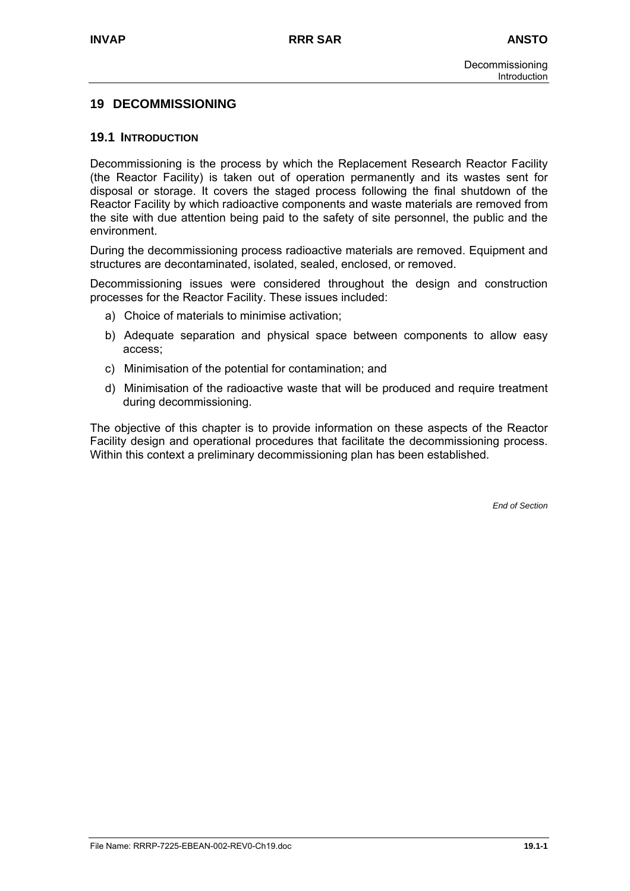# 19 DECOMMISSIONING

## 19.1 INTRODUCTION

Decommissioning is the process by which the Replacement Research Reactor Facility (the Reactor Facility) is taken out of operation permanently and its wastes sent for disposal or storage. It covers the staged process following the final shutdown of the Reactor Facility by which radioactive components and waste materials are removed from the site with due attention being paid to the safety of site personnel, the public and the environment.

During the decommissioning process radioactive materials are removed. Equipment and structures are decontaminated, isolated, sealed, enclosed, or removed.

Decommissioning issues were considered throughout the design and construction processes for the Reactor Facility. These issues included:

a) Choice of materials to minimise activation;

b) Adequate separation and physical space between components to allow easy access;

c) Minimisation of the potential for contamination; and

d) Minimisation of the radioactive waste that will be produced and require treatment during decommissioning.

The objective of this chapter is to provide information on these aspects of the Reactor Facility design and operational procedures that facilitate the decommissioning process. Within this context a preliminary decommissioning plan has been established.

*End of Section*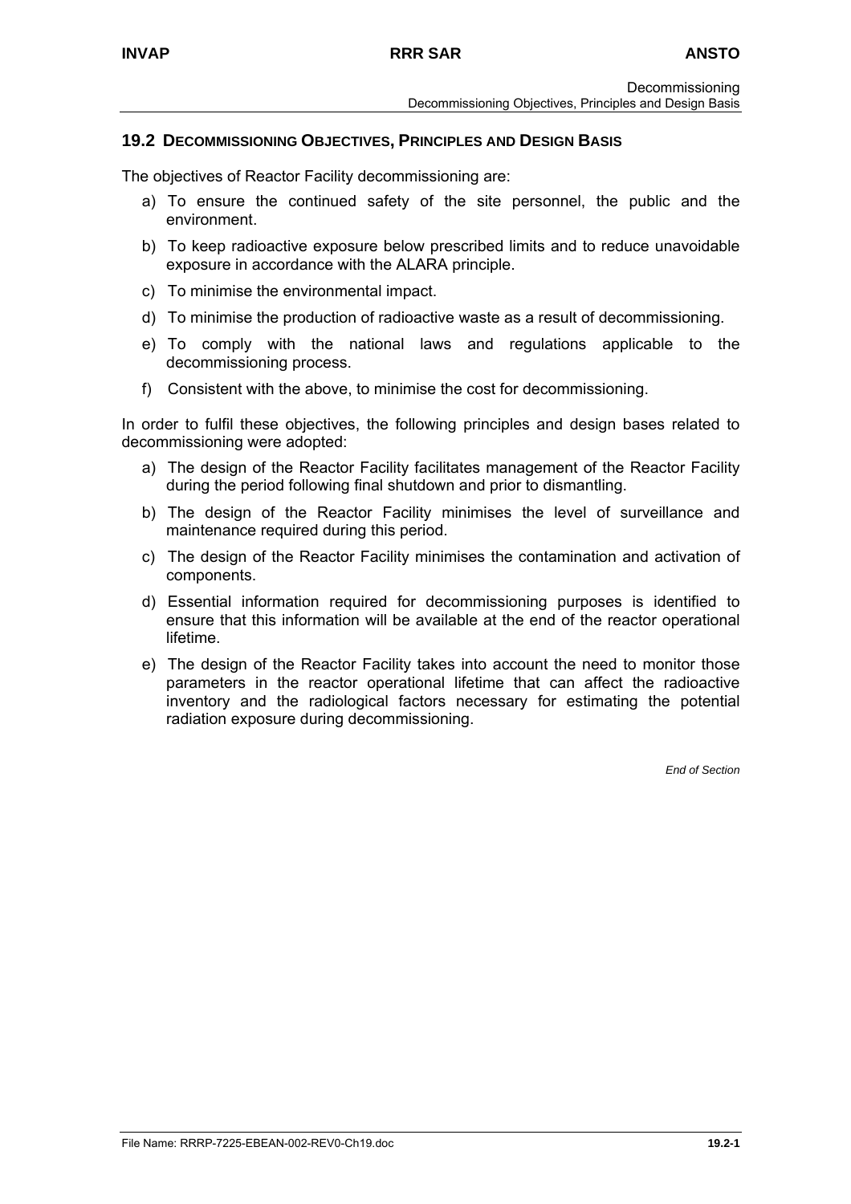## 19.2 DECOMMISSIONING OBJECTIVES, PRINCIPLES AND DESIGN BASIS

The objectives of Reactor Facility decommissioning are:

a) To ensure the continued safety of the site personnel, the public and the environment.

b) To keep radioactive exposure below prescribed limits and to reduce unavoidable exposure in accordance with the ALARA principle.

c) To minimise the environmental impact.

d) To minimise the production of radioactive waste as a result of decommissioning.

e) To comply with the national laws and regulations applicable to the decommissioning process.

f) Consistent with the above, to minimise the cost for decommissioning.

In order to fulfil these objectives, the following principles and design bases related to decommissioning were adopted:

a) The design of the Reactor Facility facilitates management of the Reactor Facility during the period following final shutdown and prior to dismantling.

b) The design of the Reactor Facility minimises the level of surveillance and maintenance required during this period.

c) The design of the Reactor Facility minimises the contamination and activation of components.

d) Essential information required for decommissioning purposes is identified to ensure that this information will be available at the end of the reactor operational lifetime.

e) The design of the Reactor Facility takes into account the need to monitor those parameters in the reactor operational lifetime that can affect the radioactive inventory and the radiological factors necessary for estimating the potential radiation exposure during decommissioning.

*End of Section*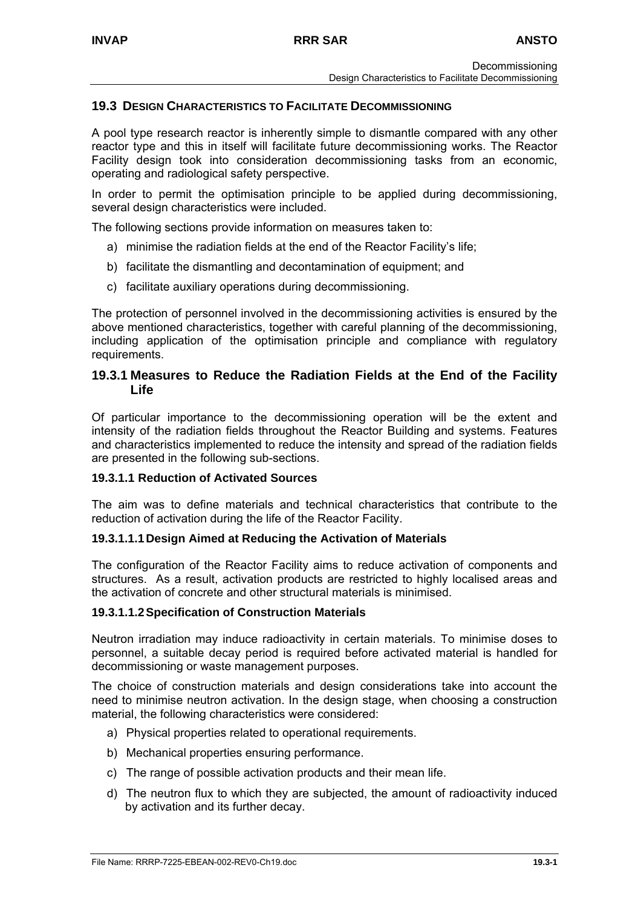## 19.3 DESIGN CHARACTERISTICS TO FACILITATE DECOMMISSIONING

A pool type research reactor is inherently simple to dismantle compared with any other reactor type and this in itself will facilitate future decommissioning works. The Reactor Facility design took into consideration decommissioning tasks from an economic, operating and radiological safety perspective.

In order to permit the optimisation principle to be applied during decommissioning, several design characteristics were included.

The following sections provide information on measures taken to:

a) minimise the radiation fields at the end of the Reactor Facility's life;

b) facilitate the dismantling and decontamination of equipment; and

c) facilitate auxiliary operations during decommissioning.

The protection of personnel involved in the decommissioning activities is ensured by the above mentioned characteristics, together with careful planning of the decommissioning, including application of the optimisation principle and compliance with regulatory requirements.

### 19.3.1 Measures to Reduce the Radiation Fields at the End of the Facility Life

Of particular importance to the decommissioning operation will be the extent and intensity of the radiation fields throughout the Reactor Building and systems. Features and characteristics implemented to reduce the intensity and spread of the radiation fields are presented in the following sub-sections.

#### 19.3.1.1 Reduction of Activated Sources

The aim was to define materials and technical characteristics that contribute to the reduction of activation during the life of the Reactor Facility.

##### 19.3.1.1.1 Design Aimed at Reducing the Activation of Materials

The configuration of the Reactor Facility aims to reduce activation of components and structures. As a result, activation products are restricted to highly localised areas and the activation of concrete and other structural materials is minimised.

##### 19.3.1.1.2 Specification of Construction Materials

Neutron irradiation may induce radioactivity in certain materials. To minimise doses to personnel, a suitable decay period is required before activated material is handled for decommissioning or waste management purposes.

The choice of construction materials and design considerations take into account the need to minimise neutron activation. In the design stage, when choosing a construction material, the following characteristics were considered:

a) Physical properties related to operational requirements.

b) Mechanical properties ensuring performance.

c) The range of possible activation products and their mean life.

d) The neutron flux to which they are subjected, the amount of radioactivity induced by activation and its further decay.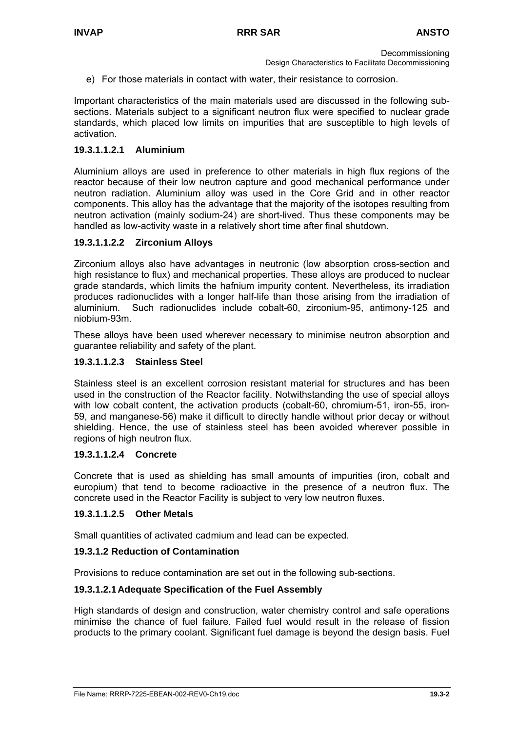e) For those materials in contact with water, their resistance to corrosion.

Important characteristics of the main materials used are discussed in the following sub-sections. Materials subject to a significant neutron flux were specified to nuclear grade standards, which placed low limits on impurities that are susceptible to high levels of activation.

#### 19.3.1.1.2.1 Aluminium

Aluminium alloys are used in preference to other materials in high flux regions of the reactor because of their low neutron capture and good mechanical performance under neutron radiation. Aluminium alloy was used in the Core Grid and in other reactor components. This alloy has the advantage that the majority of the isotopes resulting from neutron activation (mainly sodium-24) are short-lived. Thus these components may be handled as low-activity waste in a relatively short time after final shutdown.

#### 19.3.1.1.2.2 Zirconium Alloys

Zirconium alloys also have advantages in neutronic (low absorption cross-section and high resistance to flux) and mechanical properties. These alloys are produced to nuclear grade standards, which limits the hafnium impurity content. Nevertheless, its irradiation produces radionuclides with a longer half-life than those arising from the irradiation of aluminium. Such radionuclides include cobalt-60, zirconium-95, antimony-125 and niobium-93m.

These alloys have been used wherever necessary to minimise neutron absorption and guarantee reliability and safety of the plant.

#### 19.3.1.1.2.3 Stainless Steel

Stainless steel is an excellent corrosion resistant material for structures and has been used in the construction of the Reactor facility. Notwithstanding the use of special alloys with low cobalt content, the activation products (cobalt-60, chromium-51, iron-55, iron-59, and manganese-56) make it difficult to directly handle without prior decay or without shielding. Hence, the use of stainless steel has been avoided wherever possible in regions of high neutron flux.

#### 19.3.1.1.2.4 Concrete

Concrete that is used as shielding has small amounts of impurities (iron, cobalt and europium) that tend to become radioactive in the presence of a neutron flux. The concrete used in the Reactor Facility is subject to very low neutron fluxes.

#### 19.3.1.1.2.5 Other Metals

Small quantities of activated cadmium and lead can be expected.

### 19.3.1.2 Reduction of Contamination

Provisions to reduce contamination are set out in the following sub-sections.

#### 19.3.1.2.1 Adequate Specification of the Fuel Assembly

High standards of design and construction, water chemistry control and safe operations minimise the chance of fuel failure. Failed fuel would result in the release of fission products to the primary coolant. Significant fuel damage is beyond the design basis. Fuel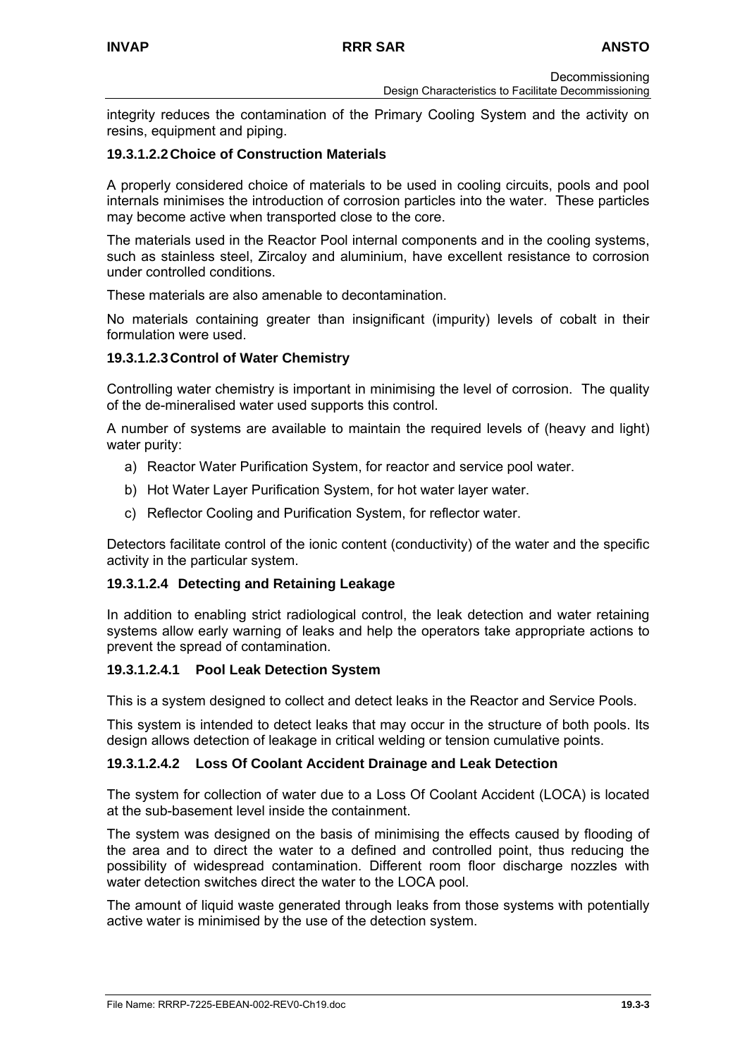integrity reduces the contamination of the Primary Cooling System and the activity on resins, equipment and piping.

#### 19.3.1.2.2 Choice of Construction Materials

A properly considered choice of materials to be used in cooling circuits, pools and pool internals minimises the introduction of corrosion particles into the water. These particles may become active when transported close to the core.

The materials used in the Reactor Pool internal components and in the cooling systems, such as stainless steel, Zircaloy and aluminium, have excellent resistance to corrosion under controlled conditions.

These materials are also amenable to decontamination.

No materials containing greater than insignificant (impurity) levels of cobalt in their formulation were used.

#### 19.3.1.2.3 Control of Water Chemistry

Controlling water chemistry is important in minimising the level of corrosion. The quality of the de-mineralised water used supports this control.

A number of systems are available to maintain the required levels of (heavy and light) water purity:

a) Reactor Water Purification System, for reactor and service pool water.
b) Hot Water Layer Purification System, for hot water layer water.
c) Reflector Cooling and Purification System, for reflector water.

Detectors facilitate control of the ionic content (conductivity) of the water and the specific activity in the particular system.

#### 19.3.1.2.4 Detecting and Retaining Leakage

In addition to enabling strict radiological control, the leak detection and water retaining systems allow early warning of leaks and help the operators take appropriate actions to prevent the spread of contamination.

##### 19.3.1.2.4.1 Pool Leak Detection System

This is a system designed to collect and detect leaks in the Reactor and Service Pools.

This system is intended to detect leaks that may occur in the structure of both pools. Its design allows detection of leakage in critical welding or tension cumulative points.

##### 19.3.1.2.4.2 Loss Of Coolant Accident Drainage and Leak Detection

The system for collection of water due to a Loss Of Coolant Accident (LOCA) is located at the sub-basement level inside the containment.

The system was designed on the basis of minimising the effects caused by flooding of the area and to direct the water to a defined and controlled point, thus reducing the possibility of widespread contamination. Different room floor discharge nozzles with water detection switches direct the water to the LOCA pool.

The amount of liquid waste generated through leaks from those systems with potentially active water is minimised by the use of the detection system.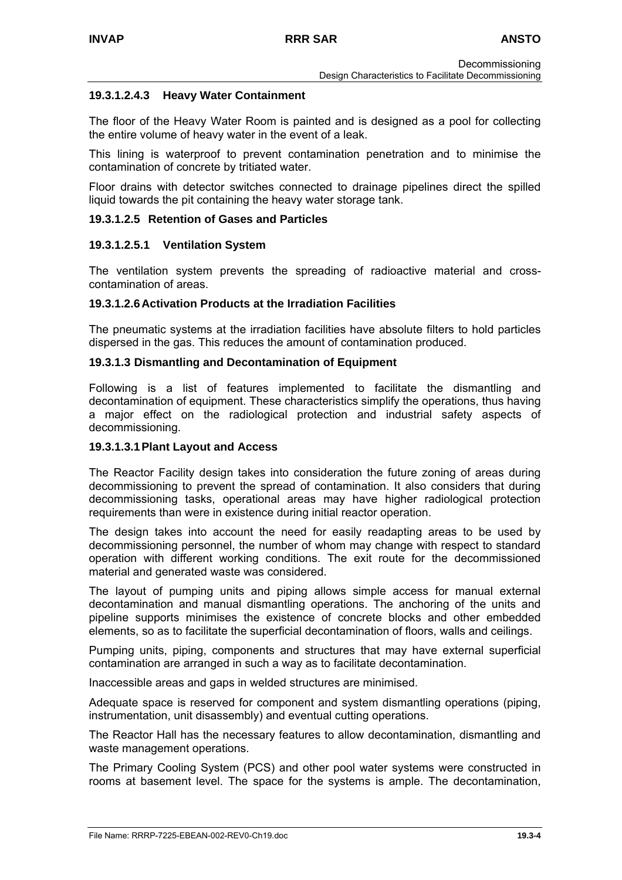#### 19.3.1.2.4.3 Heavy Water Containment

The floor of the Heavy Water Room is painted and is designed as a pool for collecting the entire volume of heavy water in the event of a leak.

This lining is waterproof to prevent contamination penetration and to minimise the contamination of concrete by tritiated water.

Floor drains with detector switches connected to drainage pipelines direct the spilled liquid towards the pit containing the heavy water storage tank.

#### 19.3.1.2.5 Retention of Gases and Particles

#### 19.3.1.2.5.1 Ventilation System

The ventilation system prevents the spreading of radioactive material and cross-contamination of areas.

#### 19.3.1.2.6 Activation Products at the Irradiation Facilities

The pneumatic systems at the irradiation facilities have absolute filters to hold particles dispersed in the gas. This reduces the amount of contamination produced.

### 19.3.1.3 Dismantling and Decontamination of Equipment

Following is a list of features implemented to facilitate the dismantling and decontamination of equipment. These characteristics simplify the operations, thus having a major effect on the radiological protection and industrial safety aspects of decommissioning.

#### 19.3.1.3.1 Plant Layout and Access

The Reactor Facility design takes into consideration the future zoning of areas during decommissioning to prevent the spread of contamination. It also considers that during decommissioning tasks, operational areas may have higher radiological protection requirements than were in existence during initial reactor operation.

The design takes into account the need for easily readapting areas to be used by decommissioning personnel, the number of whom may change with respect to standard operation with different working conditions. The exit route for the decommissioned material and generated waste was considered.

The layout of pumping units and piping allows simple access for manual external decontamination and manual dismantling operations. The anchoring of the units and pipeline supports minimises the existence of concrete blocks and other embedded elements, so as to facilitate the superficial decontamination of floors, walls and ceilings.

Pumping units, piping, components and structures that may have external superficial contamination are arranged in such a way as to facilitate decontamination.

Inaccessible areas and gaps in welded structures are minimised.

Adequate space is reserved for component and system dismantling operations (piping, instrumentation, unit disassembly) and eventual cutting operations.

The Reactor Hall has the necessary features to allow decontamination, dismantling and waste management operations.

The Primary Cooling System (PCS) and other pool water systems were constructed in rooms at basement level. The space for the systems is ample. The decontamination,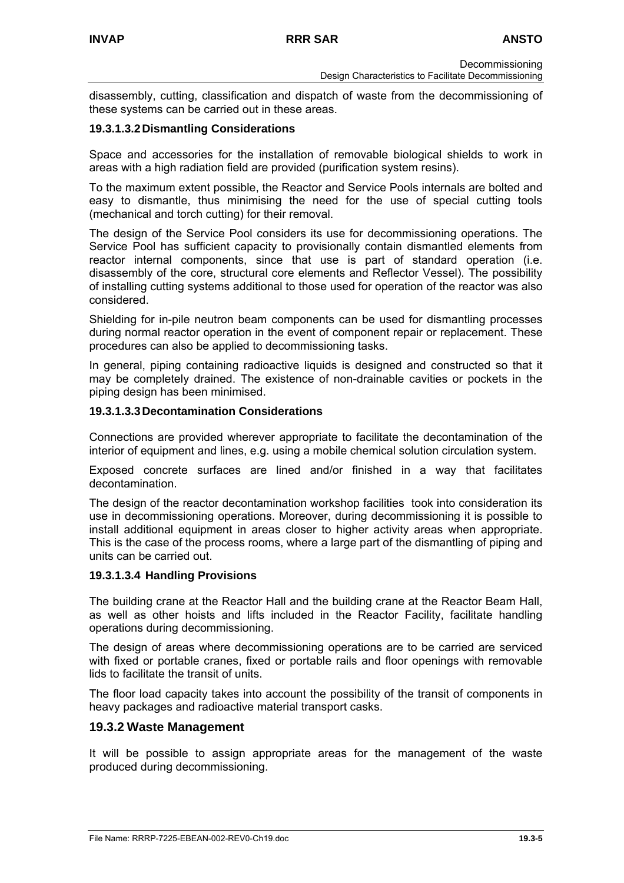disassembly, cutting, classification and dispatch of waste from the decommissioning of these systems can be carried out in these areas.

#### 19.3.1.3.2 Dismantling Considerations

Space and accessories for the installation of removable biological shields to work in areas with a high radiation field are provided (purification system resins).

To the maximum extent possible, the Reactor and Service Pools internals are bolted and easy to dismantle, thus minimising the need for the use of special cutting tools (mechanical and torch cutting) for their removal.

The design of the Service Pool considers its use for decommissioning operations. The Service Pool has sufficient capacity to provisionally contain dismantled elements from reactor internal components, since that use is part of standard operation (i.e. disassembly of the core, structural core elements and Reflector Vessel). The possibility of installing cutting systems additional to those used for operation of the reactor was also considered.

Shielding for in-pile neutron beam components can be used for dismantling processes during normal reactor operation in the event of component repair or replacement. These procedures can also be applied to decommissioning tasks.

In general, piping containing radioactive liquids is designed and constructed so that it may be completely drained. The existence of non-drainable cavities or pockets in the piping design has been minimised.

#### 19.3.1.3.3 Decontamination Considerations

Connections are provided wherever appropriate to facilitate the decontamination of the interior of equipment and lines, e.g. using a mobile chemical solution circulation system.

Exposed concrete surfaces are lined and/or finished in a way that facilitates decontamination.

The design of the reactor decontamination workshop facilities took into consideration its use in decommissioning operations. Moreover, during decommissioning it is possible to install additional equipment in areas closer to higher activity areas when appropriate. This is the case of the process rooms, where a large part of the dismantling of piping and units can be carried out.

#### 19.3.1.3.4 Handling Provisions

The building crane at the Reactor Hall and the building crane at the Reactor Beam Hall, as well as other hoists and lifts included in the Reactor Facility, facilitate handling operations during decommissioning.

The design of areas where decommissioning operations are to be carried are serviced with fixed or portable cranes, fixed or portable rails and floor openings with removable lids to facilitate the transit of units.

The floor load capacity takes into account the possibility of the transit of components in heavy packages and radioactive material transport casks.

### 19.3.2 Waste Management

It will be possible to assign appropriate areas for the management of the waste produced during decommissioning.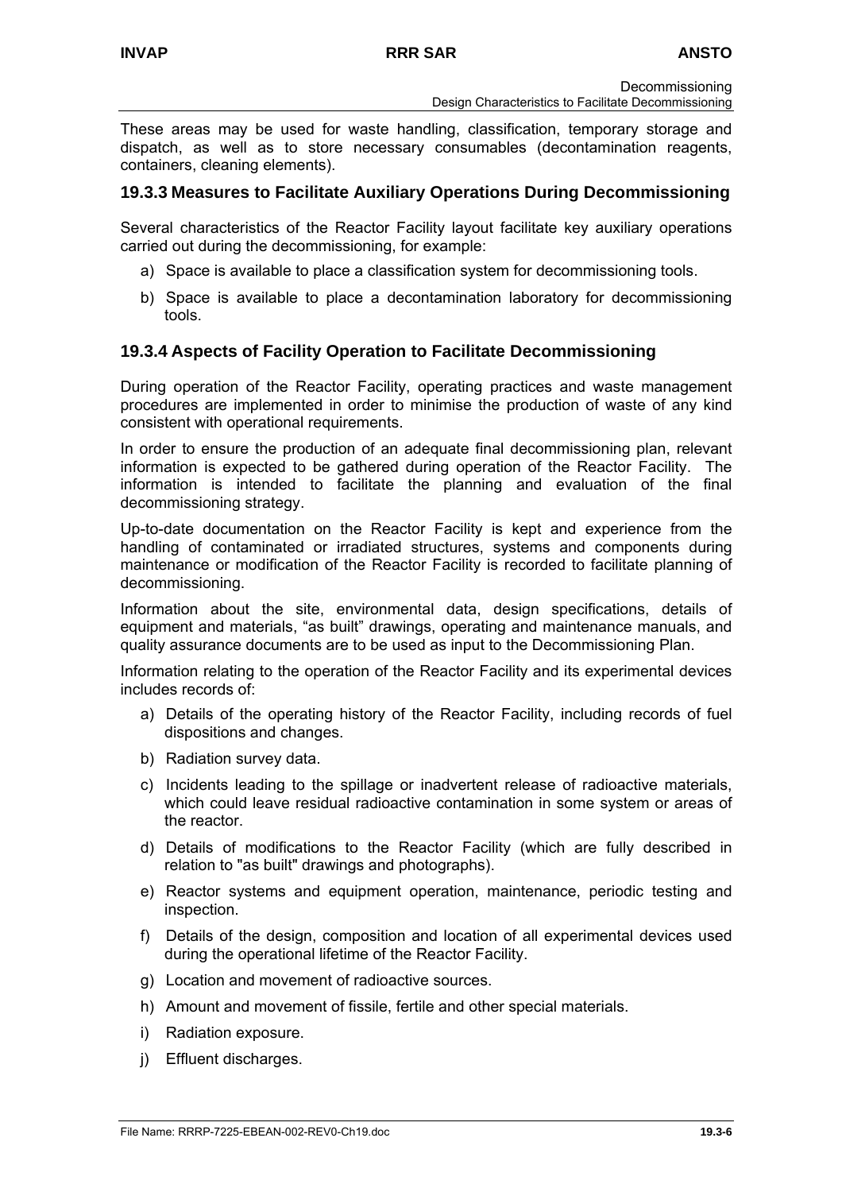These areas may be used for waste handling, classification, temporary storage and dispatch, as well as to store necessary consumables (decontamination reagents, containers, cleaning elements).

### 19.3.3 Measures to Facilitate Auxiliary Operations During Decommissioning

Several characteristics of the Reactor Facility layout facilitate key auxiliary operations carried out during the decommissioning, for example:

a) Space is available to place a classification system for decommissioning tools.

b) Space is available to place a decontamination laboratory for decommissioning tools.

### 19.3.4 Aspects of Facility Operation to Facilitate Decommissioning

During operation of the Reactor Facility, operating practices and waste management procedures are implemented in order to minimise the production of waste of any kind consistent with operational requirements.

In order to ensure the production of an adequate final decommissioning plan, relevant information is expected to be gathered during operation of the Reactor Facility. The information is intended to facilitate the planning and evaluation of the final decommissioning strategy.

Up-to-date documentation on the Reactor Facility is kept and experience from the handling of contaminated or irradiated structures, systems and components during maintenance or modification of the Reactor Facility is recorded to facilitate planning of decommissioning.

Information about the site, environmental data, design specifications, details of equipment and materials, "as built" drawings, operating and maintenance manuals, and quality assurance documents are to be used as input to the Decommissioning Plan.

Information relating to the operation of the Reactor Facility and its experimental devices includes records of:

a) Details of the operating history of the Reactor Facility, including records of fuel dispositions and changes.

b) Radiation survey data.

c) Incidents leading to the spillage or inadvertent release of radioactive materials, which could leave residual radioactive contamination in some system or areas of the reactor.

d) Details of modifications to the Reactor Facility (which are fully described in relation to "as built" drawings and photographs).

e) Reactor systems and equipment operation, maintenance, periodic testing and inspection.

f) Details of the design, composition and location of all experimental devices used during the operational lifetime of the Reactor Facility.

g) Location and movement of radioactive sources.

h) Amount and movement of fissile, fertile and other special materials.

i) Radiation exposure.

j) Effluent discharges.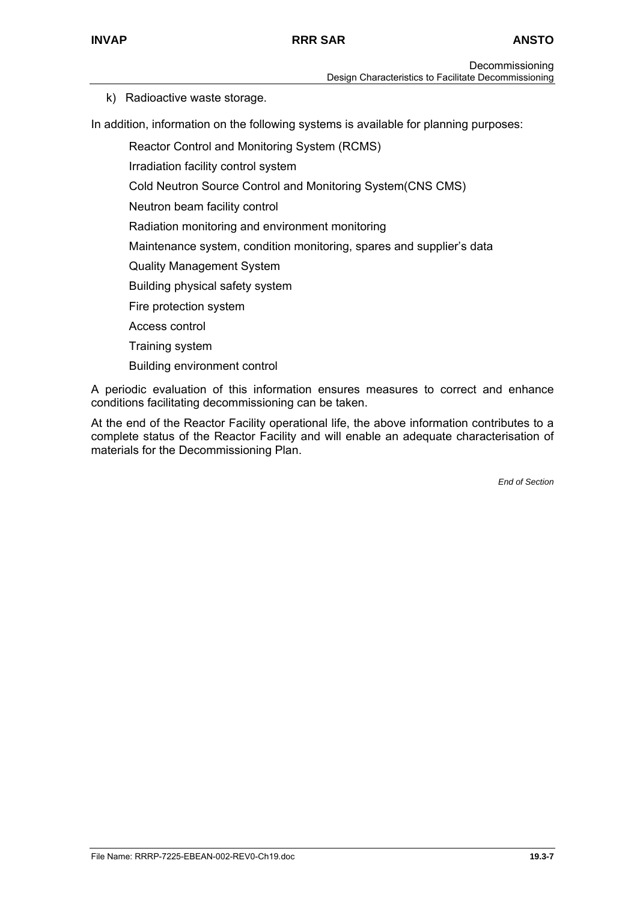k) Radioactive waste storage.

In addition, information on the following systems is available for planning purposes:

- Reactor Control and Monitoring System (RCMS)
- Irradiation facility control system
- Cold Neutron Source Control and Monitoring System(CNS CMS)
- Neutron beam facility control
- Radiation monitoring and environment monitoring
- Maintenance system, condition monitoring, spares and supplier's data
- Quality Management System
- Building physical safety system
- Fire protection system
- Access control
- Training system
- Building environment control

A periodic evaluation of this information ensures measures to correct and enhance conditions facilitating decommissioning can be taken.

At the end of the Reactor Facility operational life, the above information contributes to a complete status of the Reactor Facility and will enable an adequate characterisation of materials for the Decommissioning Plan.

*End of Section*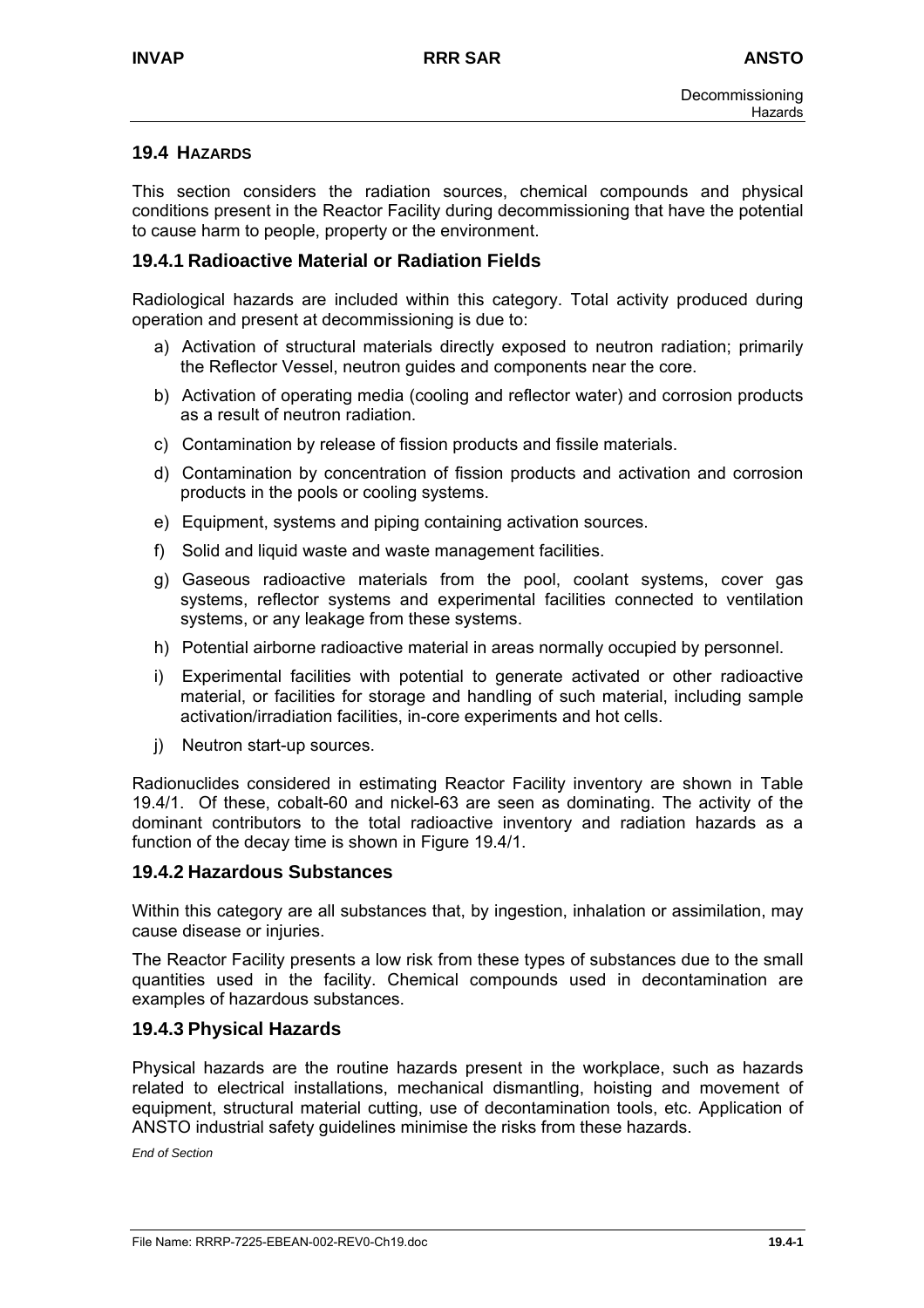## 19.4 HAZARDS

This section considers the radiation sources, chemical compounds and physical conditions present in the Reactor Facility during decommissioning that have the potential to cause harm to people, property or the environment.

### 19.4.1 Radioactive Material or Radiation Fields

Radiological hazards are included within this category. Total activity produced during operation and present at decommissioning is due to:

a) Activation of structural materials directly exposed to neutron radiation; primarily the Reflector Vessel, neutron guides and components near the core.

b) Activation of operating media (cooling and reflector water) and corrosion products as a result of neutron radiation.

c) Contamination by release of fission products and fissile materials.

d) Contamination by concentration of fission products and activation and corrosion products in the pools or cooling systems.

e) Equipment, systems and piping containing activation sources.

f) Solid and liquid waste and waste management facilities.

g) Gaseous radioactive materials from the pool, coolant systems, cover gas systems, reflector systems and experimental facilities connected to ventilation systems, or any leakage from these systems.

h) Potential airborne radioactive material in areas normally occupied by personnel.

i) Experimental facilities with potential to generate activated or other radioactive material, or facilities for storage and handling of such material, including sample activation/irradiation facilities, in-core experiments and hot cells.

j) Neutron start-up sources.

Radionuclides considered in estimating Reactor Facility inventory are shown in Table 19.4/1. Of these, cobalt-60 and nickel-63 are seen as dominating. The activity of the dominant contributors to the total radioactive inventory and radiation hazards as a function of the decay time is shown in Figure 19.4/1.

### 19.4.2 Hazardous Substances

Within this category are all substances that, by ingestion, inhalation or assimilation, may cause disease or injuries.

The Reactor Facility presents a low risk from these types of substances due to the small quantities used in the facility. Chemical compounds used in decontamination are examples of hazardous substances.

### 19.4.3 Physical Hazards

Physical hazards are the routine hazards present in the workplace, such as hazards related to electrical installations, mechanical dismantling, hoisting and movement of equipment, structural material cutting, use of decontamination tools, etc. Application of ANSTO industrial safety guidelines minimise the risks from these hazards.

*End of Section*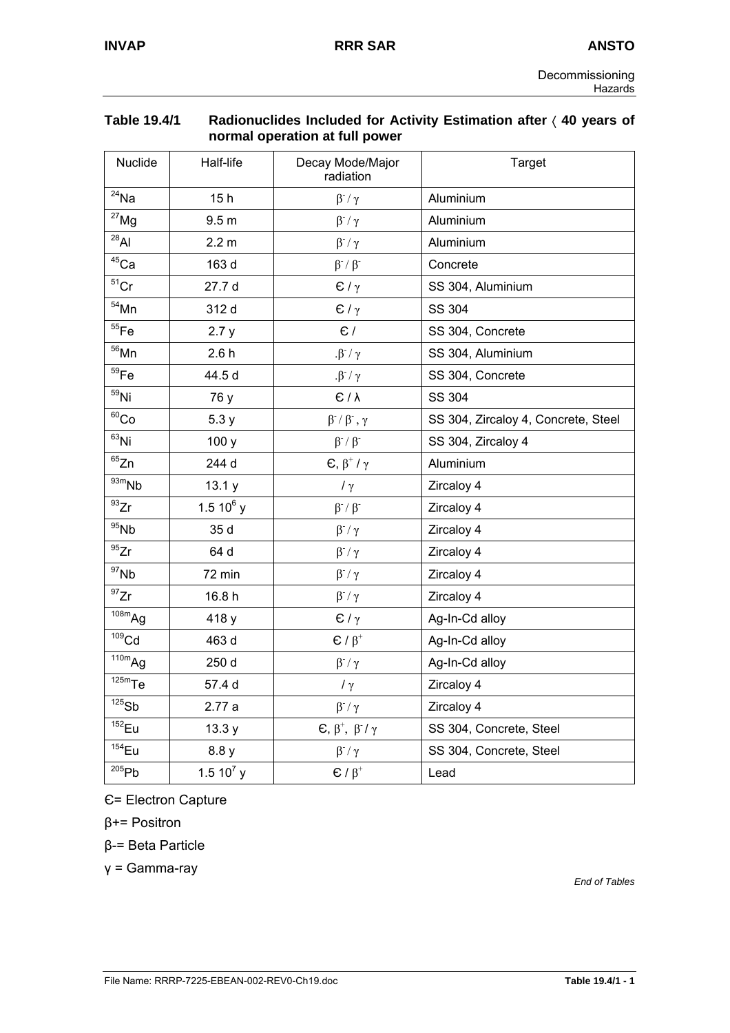**Table 19.4/1 Radionuclides Included for Activity Estimation after 〈 40 years of normal operation at full power**

| Nuclide | Half-life | Decay Mode/Major radiation | Target |
|---|---|---|---|
| $^{24}$Na | 15 h | $\beta^-$ / $\gamma$ | Aluminium |
| $^{27}$Mg | 9.5 m | $\beta^-$ / $\gamma$ | Aluminium |
| $^{28}$Al | 2.2 m | $\beta^-$ / $\gamma$ | Aluminium |
| $^{45}$Ca | 163 d | $\beta^-$ / $\beta^-$ | Concrete |
| $^{51}$Cr | 27.7 d | Є / $\gamma$ | SS 304, Aluminium |
| $^{54}$Mn | 312 d | Є / $\gamma$ | SS 304 |
| $^{55}$Fe | 2.7 y | Є / | SS 304, Concrete |
| $^{56}$Mn | 2.6 h | .$\beta^-$ / $\gamma$ | SS 304, Aluminium |
| $^{59}$Fe | 44.5 d | .$\beta^-$ / $\gamma$ | SS 304, Concrete |
| $^{59}$Ni | 76 y | Є / $\lambda$ | SS 304 |
| $^{60}$Co | 5.3 y | $\beta^-$ / $\beta^-$, $\gamma$ | SS 304, Zircaloy 4, Concrete, Steel |
| $^{63}$Ni | 100 y | $\beta^-$ / $\beta^-$ | SS 304, Zircaloy 4 |
| $^{65}$Zn | 244 d | Є, $\beta^+$ / $\gamma$ | Aluminium |
| $^{93m}$Nb | 13.1 y | / $\gamma$ | Zircaloy 4 |
| $^{93}$Zr | 1.5 $10^6$ y | $\beta^-$ / $\beta^-$ | Zircaloy 4 |
| $^{95}$Nb | 35 d | $\beta^-$ / $\gamma$ | Zircaloy 4 |
| $^{95}$Zr | 64 d | $\beta^-$ / $\gamma$ | Zircaloy 4 |
| $^{97}$Nb | 72 min | $\beta^-$ / $\gamma$ | Zircaloy 4 |
| $^{97}$Zr | 16.8 h | $\beta^-$ / $\gamma$ | Zircaloy 4 |
| $^{108m}$Ag | 418 y | Є / $\gamma$ | Ag-In-Cd alloy |
| $^{109}$Cd | 463 d | Є / $\beta^+$ | Ag-In-Cd alloy |
| $^{110m}$Ag | 250 d | $\beta^-$ / $\gamma$ | Ag-In-Cd alloy |
| $^{125m}$Te | 57.4 d | / $\gamma$ | Zircaloy 4 |
| $^{125}$Sb | 2.77 a | $\beta^-$ / $\gamma$ | Zircaloy 4 |
| $^{152}$Eu | 13.3 y | Є, $\beta^+$, $\beta^-$ / $\gamma$ | SS 304, Concrete, Steel |
| $^{154}$Eu | 8.8 y | $\beta^-$ / $\gamma$ | SS 304, Concrete, Steel |
| $^{205}$Pb | 1.5 $10^7$ y | Є / $\beta^+$ | Lead |

Є= Electron Capture

$\beta$+= Positron

$\beta$-= Beta Particle

$\gamma$ = Gamma-ray

*End of Tables*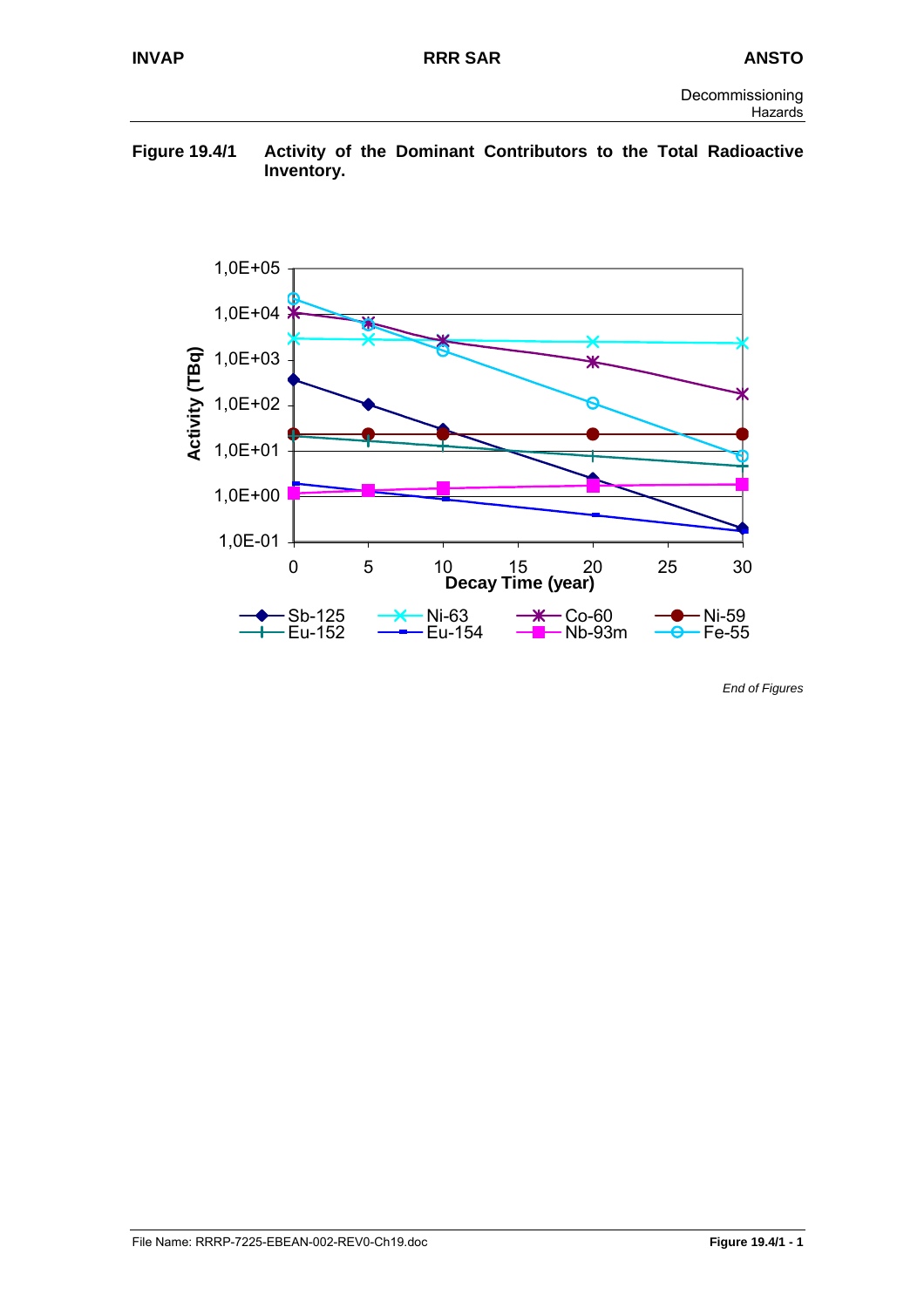**Figure 19.4/1 Activity of the Dominant Contributors to the Total Radioactive Inventory.**

Activity (TBq)

1,0E+05
1,0E+04
1,0E+03
1,0E+02
1,0E+01
1,0E+00
1,0E-01

0 5 10 15 20 25 30

Decay Time (year)

Sb-125
Ni-63
Co-60
Ni-59
Eu-152
Eu-154
Nb-93m
Fe-55

*End of Figures*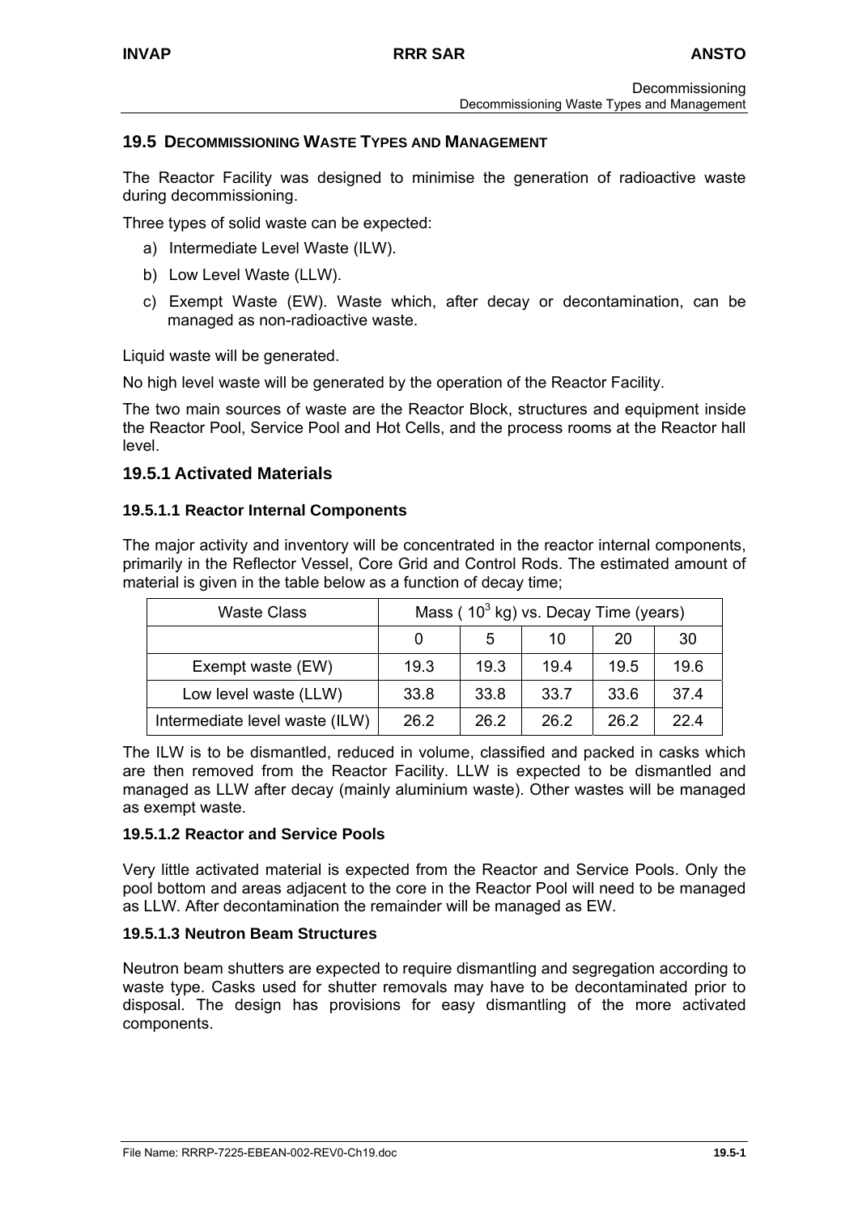## 19.5 DECOMMISSIONING WASTE TYPES AND MANAGEMENT

The Reactor Facility was designed to minimise the generation of radioactive waste during decommissioning.

Three types of solid waste can be expected:

a) Intermediate Level Waste (ILW).

b) Low Level Waste (LLW).

c) Exempt Waste (EW). Waste which, after decay or decontamination, can be managed as non-radioactive waste.

Liquid waste will be generated.

No high level waste will be generated by the operation of the Reactor Facility.

The two main sources of waste are the Reactor Block, structures and equipment inside the Reactor Pool, Service Pool and Hot Cells, and the process rooms at the Reactor hall level.

### 19.5.1 Activated Materials

#### 19.5.1.1 Reactor Internal Components

The major activity and inventory will be concentrated in the reactor internal components, primarily in the Reflector Vessel, Core Grid and Control Rods. The estimated amount of material is given in the table below as a function of decay time;

| Waste Class | Mass ( $10^3$ kg) vs. Decay Time (years) | | | | |
|---|---|---|---|---|---|
| | 0 | 5 | 10 | 20 | 30 |
| Exempt waste (EW) | 19.3 | 19.3 | 19.4 | 19.5 | 19.6 |
| Low level waste (LLW) | 33.8 | 33.8 | 33.7 | 33.6 | 37.4 |
| Intermediate level waste (ILW) | 26.2 | 26.2 | 26.2 | 26.2 | 22.4 |

The ILW is to be dismantled, reduced in volume, classified and packed in casks which are then removed from the Reactor Facility. LLW is expected to be dismantled and managed as LLW after decay (mainly aluminium waste). Other wastes will be managed as exempt waste.

#### 19.5.1.2 Reactor and Service Pools

Very little activated material is expected from the Reactor and Service Pools. Only the pool bottom and areas adjacent to the core in the Reactor Pool will need to be managed as LLW. After decontamination the remainder will be managed as EW.

#### 19.5.1.3 Neutron Beam Structures

Neutron beam shutters are expected to require dismantling and segregation according to waste type. Casks used for shutter removals may have to be decontaminated prior to disposal. The design has provisions for easy dismantling of the more activated components.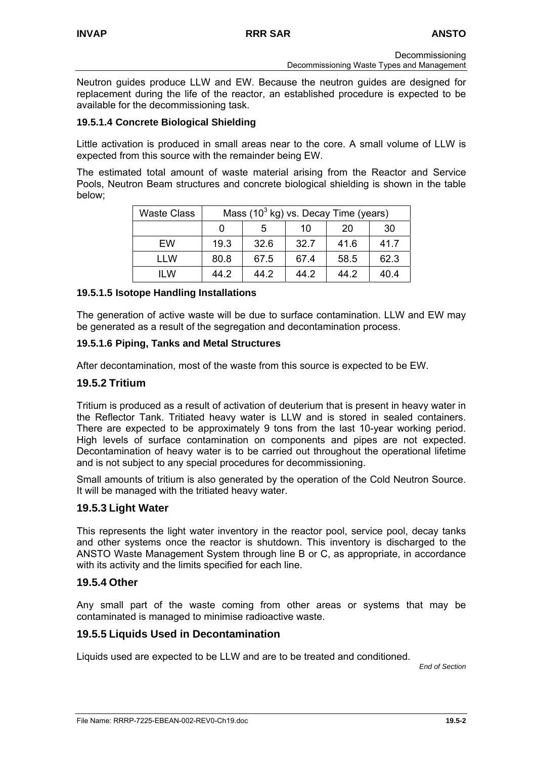Neutron guides produce LLW and EW. Because the neutron guides are designed for replacement during the life of the reactor, an established procedure is expected to be available for the decommissioning task.

#### 19.5.1.4 Concrete Biological Shielding

Little activation is produced in small areas near to the core. A small volume of LLW is expected from this source with the remainder being EW.

The estimated total amount of waste material arising from the Reactor and Service Pools, Neutron Beam structures and concrete biological shielding is shown in the table below;

| Waste Class | Mass ($10^3$ kg) vs. Decay Time (years) | | | | |
|---|---|---|---|---|---|
| | 0 | 5 | 10 | 20 | 30 |
| EW | 19.3 | 32.6 | 32.7 | 41.6 | 41.7 |
| LLW | 80.8 | 67.5 | 67.4 | 58.5 | 62.3 |
| ILW | 44.2 | 44.2 | 44.2 | 44.2 | 40.4 |

#### 19.5.1.5 Isotope Handling Installations

The generation of active waste will be due to surface contamination. LLW and EW may be generated as a result of the segregation and decontamination process.

#### 19.5.1.6 Piping, Tanks and Metal Structures

After decontamination, most of the waste from this source is expected to be EW.

### 19.5.2 Tritium

Tritium is produced as a result of activation of deuterium that is present in heavy water in the Reflector Tank. Tritiated heavy water is LLW and is stored in sealed containers. There are expected to be approximately 9 tons from the last 10-year working period. High levels of surface contamination on components and pipes are not expected. Decontamination of heavy water is to be carried out throughout the operational lifetime and is not subject to any special procedures for decommissioning.

Small amounts of tritium is also generated by the operation of the Cold Neutron Source. It will be managed with the tritiated heavy water.

### 19.5.3 Light Water

This represents the light water inventory in the reactor pool, service pool, decay tanks and other systems once the reactor is shutdown. This inventory is discharged to the ANSTO Waste Management System through line B or C, as appropriate, in accordance with its activity and the limits specified for each line.

### 19.5.4 Other

Any small part of the waste coming from other areas or systems that may be contaminated is managed to minimise radioactive waste.

### 19.5.5 Liquids Used in Decontamination

Liquids used are expected to be LLW and are to be treated and conditioned.

*End of Section*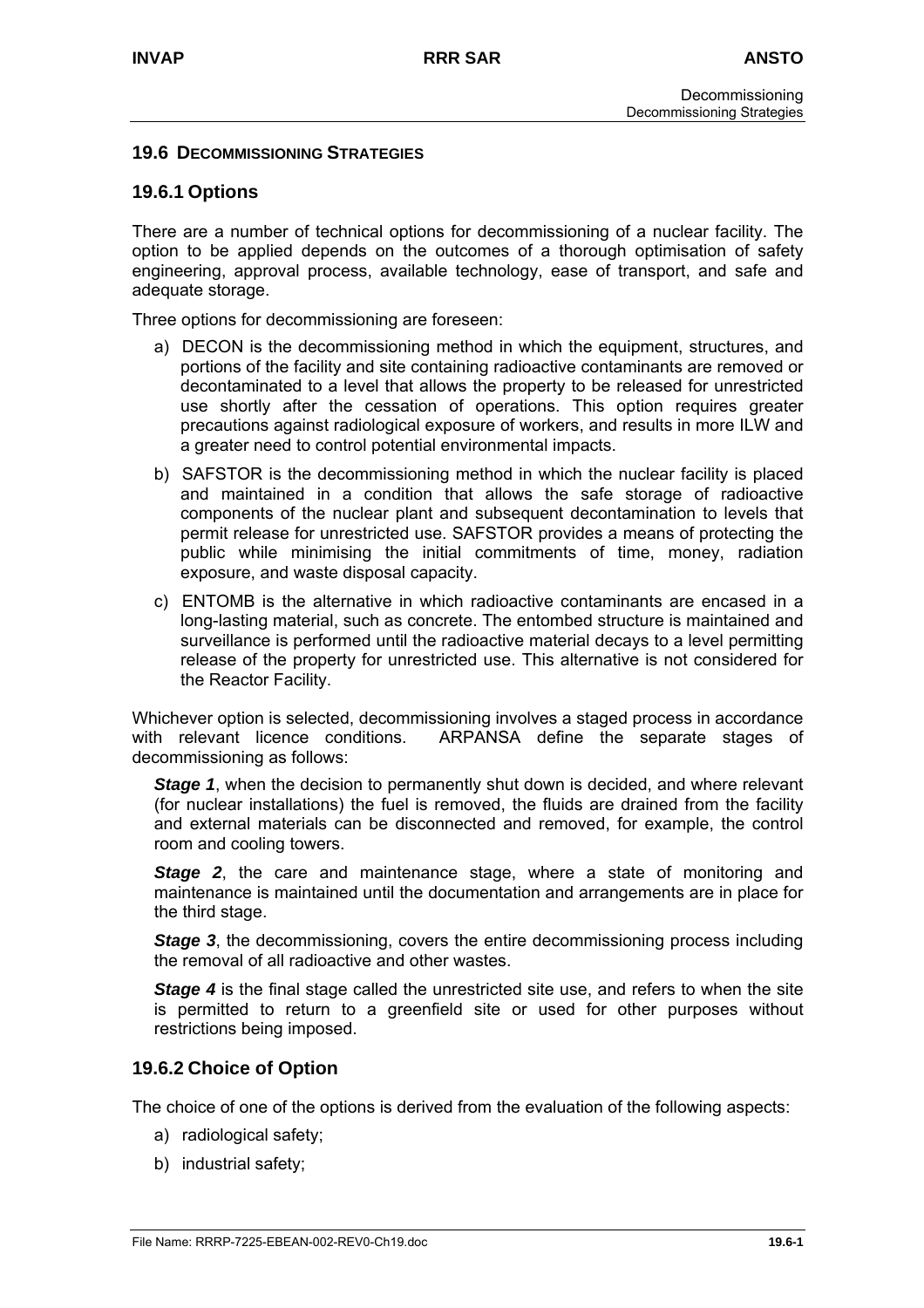## 19.6 DECOMMISSIONING STRATEGIES

### 19.6.1 Options

There are a number of technical options for decommissioning of a nuclear facility. The option to be applied depends on the outcomes of a thorough optimisation of safety engineering, approval process, available technology, ease of transport, and safe and adequate storage.

Three options for decommissioning are foreseen:

a) DECON is the decommissioning method in which the equipment, structures, and portions of the facility and site containing radioactive contaminants are removed or decontaminated to a level that allows the property to be released for unrestricted use shortly after the cessation of operations. This option requires greater precautions against radiological exposure of workers, and results in more ILW and a greater need to control potential environmental impacts.

b) SAFSTOR is the decommissioning method in which the nuclear facility is placed and maintained in a condition that allows the safe storage of radioactive components of the nuclear plant and subsequent decontamination to levels that permit release for unrestricted use. SAFSTOR provides a means of protecting the public while minimising the initial commitments of time, money, radiation exposure, and waste disposal capacity.

c) ENTOMB is the alternative in which radioactive contaminants are encased in a long-lasting material, such as concrete. The entombed structure is maintained and surveillance is performed until the radioactive material decays to a level permitting release of the property for unrestricted use. This alternative is not considered for the Reactor Facility.

Whichever option is selected, decommissioning involves a staged process in accordance with relevant licence conditions. ARPANSA define the separate stages of decommissioning as follows:

***Stage 1***, when the decision to permanently shut down is decided, and where relevant (for nuclear installations) the fuel is removed, the fluids are drained from the facility and external materials can be disconnected and removed, for example, the control room and cooling towers.

***Stage 2***, the care and maintenance stage, where a state of monitoring and maintenance is maintained until the documentation and arrangements are in place for the third stage.

***Stage 3***, the decommissioning, covers the entire decommissioning process including the removal of all radioactive and other wastes.

***Stage 4*** is the final stage called the unrestricted site use, and refers to when the site is permitted to return to a greenfield site or used for other purposes without restrictions being imposed.

### 19.6.2 Choice of Option

The choice of one of the options is derived from the evaluation of the following aspects:

a) radiological safety;

b) industrial safety;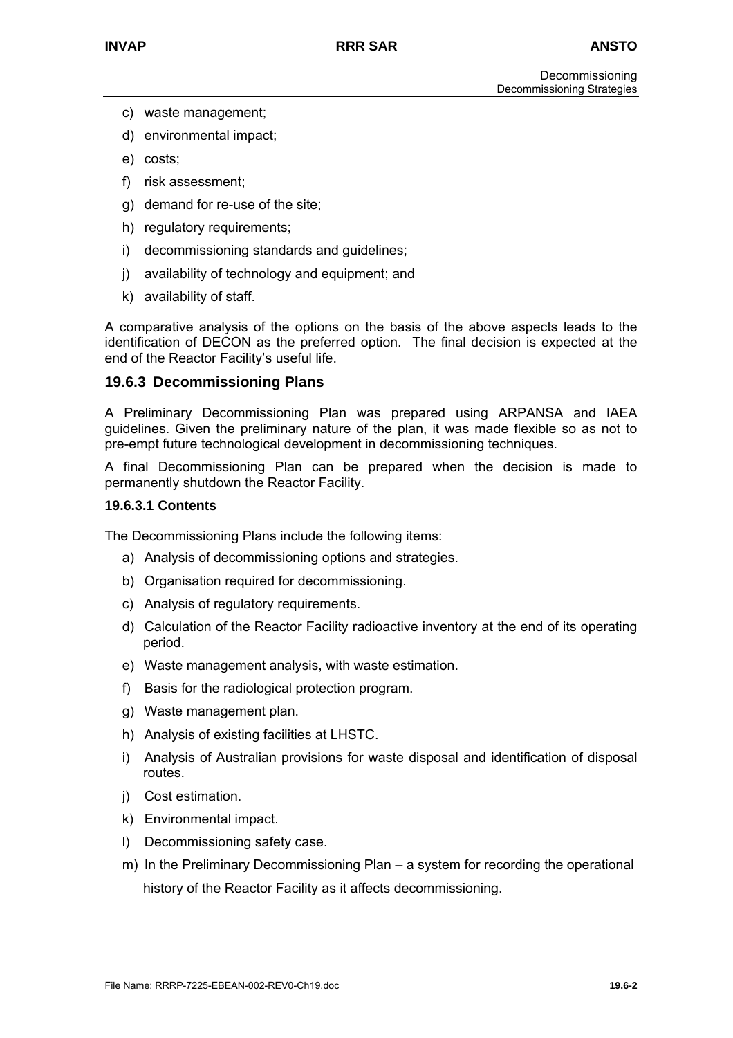c) waste management;

d) environmental impact;

e) costs;

f) risk assessment;

g) demand for re-use of the site;

h) regulatory requirements;

i) decommissioning standards and guidelines;

j) availability of technology and equipment; and

k) availability of staff.

A comparative analysis of the options on the basis of the above aspects leads to the identification of DECON as the preferred option. The final decision is expected at the end of the Reactor Facility's useful life.

### 19.6.3 Decommissioning Plans

A Preliminary Decommissioning Plan was prepared using ARPANSA and IAEA guidelines. Given the preliminary nature of the plan, it was made flexible so as not to pre-empt future technological development in decommissioning techniques.

A final Decommissioning Plan can be prepared when the decision is made to permanently shutdown the Reactor Facility.

#### 19.6.3.1 Contents

The Decommissioning Plans include the following items:

a) Analysis of decommissioning options and strategies.

b) Organisation required for decommissioning.

c) Analysis of regulatory requirements.

d) Calculation of the Reactor Facility radioactive inventory at the end of its operating period.

e) Waste management analysis, with waste estimation.

f) Basis for the radiological protection program.

g) Waste management plan.

h) Analysis of existing facilities at LHSTC.

i) Analysis of Australian provisions for waste disposal and identification of disposal routes.

j) Cost estimation.

k) Environmental impact.

l) Decommissioning safety case.

m) In the Preliminary Decommissioning Plan – a system for recording the operational history of the Reactor Facility as it affects decommissioning.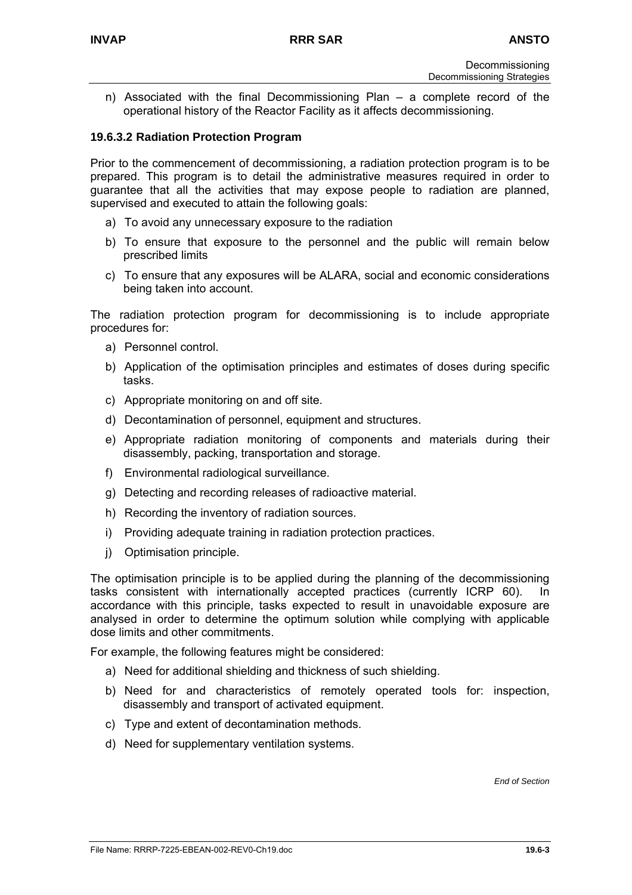n) Associated with the final Decommissioning Plan – a complete record of the operational history of the Reactor Facility as it affects decommissioning.

### 19.6.3.2 Radiation Protection Program

Prior to the commencement of decommissioning, a radiation protection program is to be prepared. This program is to detail the administrative measures required in order to guarantee that all the activities that may expose people to radiation are planned, supervised and executed to attain the following goals:

a) To avoid any unnecessary exposure to the radiation

b) To ensure that exposure to the personnel and the public will remain below prescribed limits

c) To ensure that any exposures will be ALARA, social and economic considerations being taken into account.

The radiation protection program for decommissioning is to include appropriate procedures for:

a) Personnel control.

b) Application of the optimisation principles and estimates of doses during specific tasks.

c) Appropriate monitoring on and off site.

d) Decontamination of personnel, equipment and structures.

e) Appropriate radiation monitoring of components and materials during their disassembly, packing, transportation and storage.

f) Environmental radiological surveillance.

g) Detecting and recording releases of radioactive material.

h) Recording the inventory of radiation sources.

i) Providing adequate training in radiation protection practices.

j) Optimisation principle.

The optimisation principle is to be applied during the planning of the decommissioning tasks consistent with internationally accepted practices (currently ICRP 60). In accordance with this principle, tasks expected to result in unavoidable exposure are analysed in order to determine the optimum solution while complying with applicable dose limits and other commitments.

For example, the following features might be considered:

a) Need for additional shielding and thickness of such shielding.

b) Need for and characteristics of remotely operated tools for: inspection, disassembly and transport of activated equipment.

c) Type and extent of decontamination methods.

d) Need for supplementary ventilation systems.

*End of Section*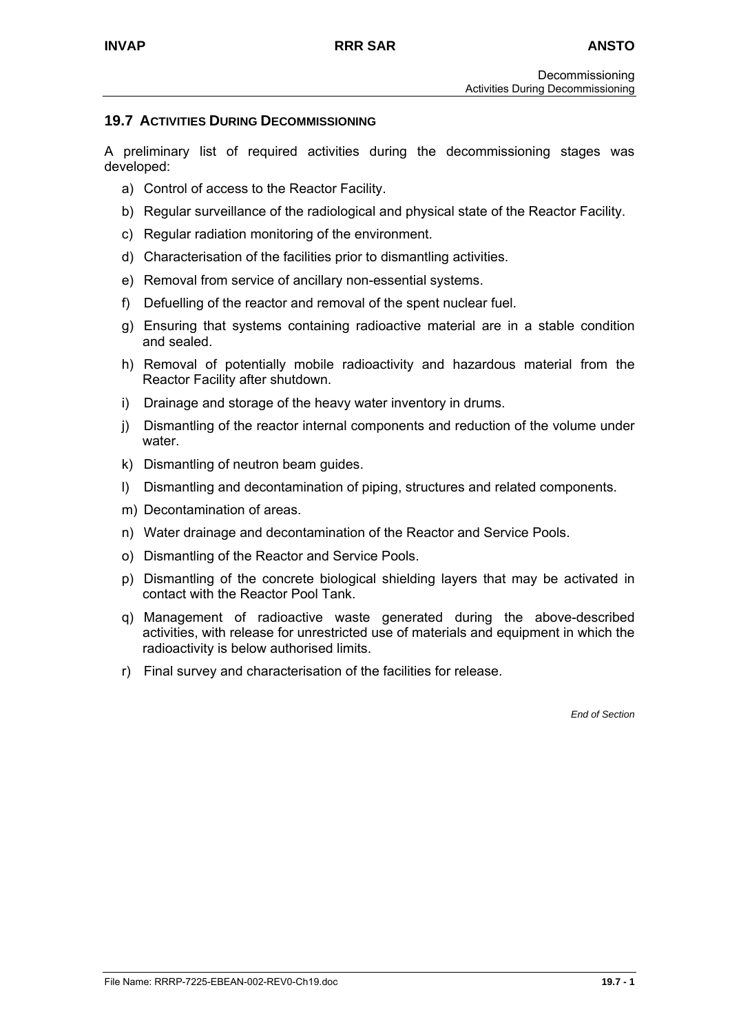## 19.7 Activities During Decommissioning

A preliminary list of required activities during the decommissioning stages was developed:

a) Control of access to the Reactor Facility.

b) Regular surveillance of the radiological and physical state of the Reactor Facility.

c) Regular radiation monitoring of the environment.

d) Characterisation of the facilities prior to dismantling activities.

e) Removal from service of ancillary non-essential systems.

f) Defuelling of the reactor and removal of the spent nuclear fuel.

g) Ensuring that systems containing radioactive material are in a stable condition and sealed.

h) Removal of potentially mobile radioactivity and hazardous material from the Reactor Facility after shutdown.

i) Drainage and storage of the heavy water inventory in drums.

j) Dismantling of the reactor internal components and reduction of the volume under water.

k) Dismantling of neutron beam guides.

l) Dismantling and decontamination of piping, structures and related components.

m) Decontamination of areas.

n) Water drainage and decontamination of the Reactor and Service Pools.

o) Dismantling of the Reactor and Service Pools.

p) Dismantling of the concrete biological shielding layers that may be activated in contact with the Reactor Pool Tank.

q) Management of radioactive waste generated during the above-described activities, with release for unrestricted use of materials and equipment in which the radioactivity is below authorised limits.

r) Final survey and characterisation of the facilities for release.

*End of Section*